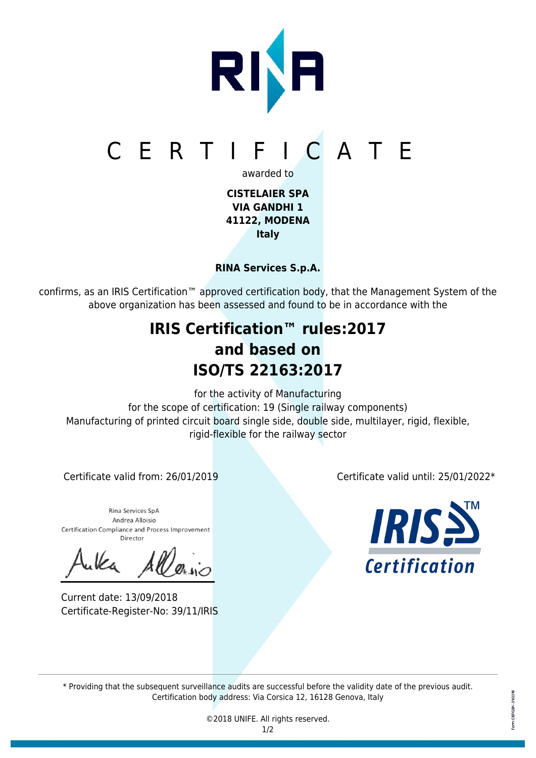# C E R T I F I C A T E

awarded to

**CISTELAIER SPA**
**VIA GANDHI 1**
**41122, MODENA**
**Italy**

**RINA Services S.p.A.**

confirms, as an IRIS Certification™ approved certification body, that the Management System of the above organization has been assessed and found to be in accordance with the

## IRIS Certification™ rules:2017
## and based on
## ISO/TS 22163:2017

for the activity of Manufacturing
for the scope of certification: 19 (Single railway components)
Manufacturing of printed circuit board single side, double side, multilayer, rigid, flexible, rigid-flexible for the railway sector

Certificate valid from: 26/01/2019

Certificate valid until: 25/01/2022*

Rina Services SpA
Andrea Alloisio
Certification Compliance and Process Improvement Director

Current date: 13/09/2018
Certificate-Register-No: 39/11/IRIS

IRIS Certification

* Providing that the subsequent surveillance audits are successful before the validity date of the previous audit.
Certification body address: Via Corsica 12, 16128 Genova, Italy

©2018 UNIFE. All rights reserved.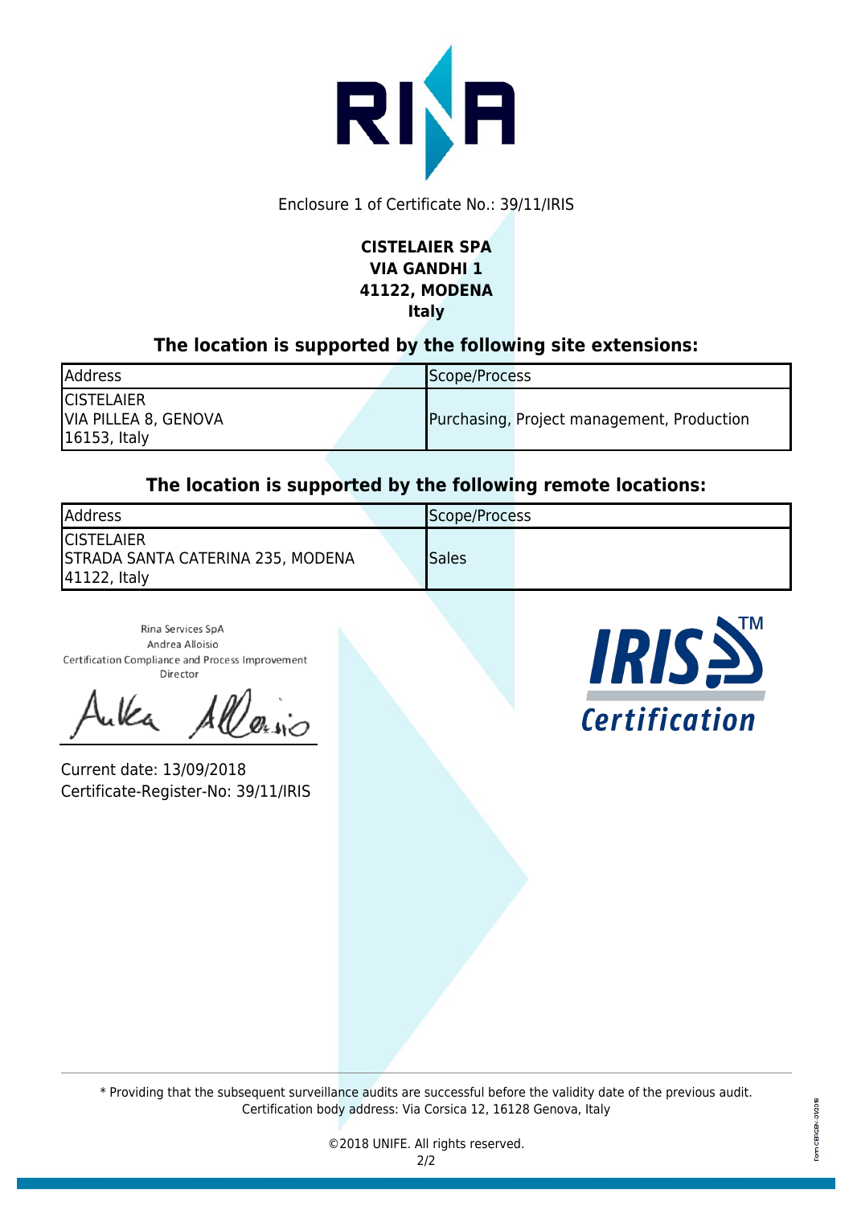Enclosure 1 of Certificate No.: 39/11/IRIS

**CISTELAIER SPA**
**VIA GANDHI 1**
**41122, MODENA**
**Italy**

## The location is supported by the following site extensions:

| Address | Scope/Process |
|---|---|
| CISTELAIER<br>VIA PILLEA 8, GENOVA<br>16153, Italy | Purchasing, Project management, Production |

## The location is supported by the following remote locations:

| Address | Scope/Process |
|---|---|
| CISTELAIER<br>STRADA SANTA CATERINA 235, MODENA<br>41122, Italy | Sales |

Rina Services SpA
Andrea Alloisio
Certification Compliance and Process Improvement Director

Current date: 13/09/2018
Certificate-Register-No: 39/11/IRIS

IRIS™ Certification

\* Providing that the subsequent surveillance audits are successful before the validity date of the previous audit.
Certification body address: Via Corsica 12, 16128 Genova, Italy

©2018 UNIFE. All rights reserved.

Form CERGEN - 01/2018